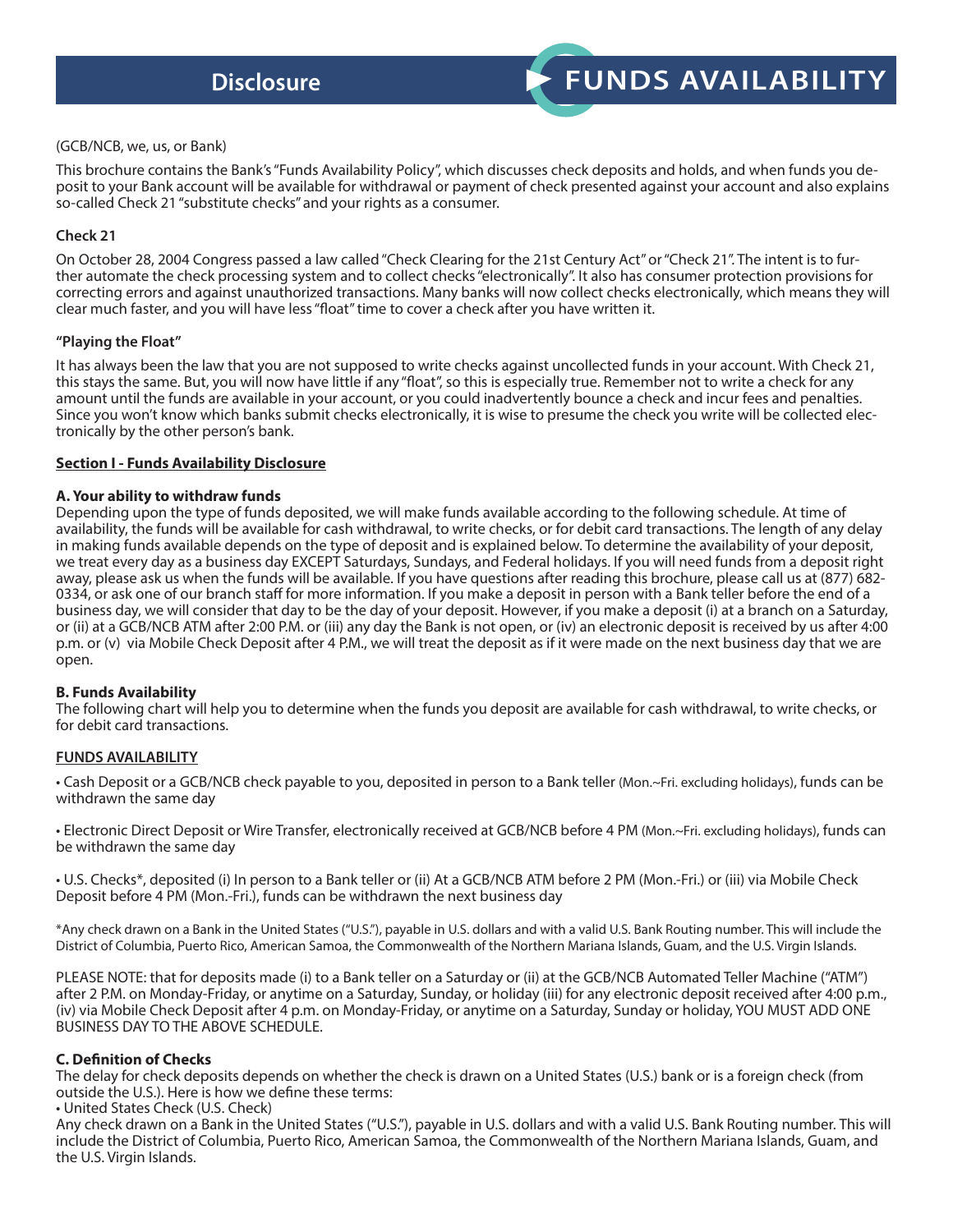# Disclosure — FUNDS AVAILABILITY

(GCB/NCB, we, us, or Bank)

This brochure contains the Bank's "Funds Availability Policy", which discusses check deposits and holds, and when funds you deposit to your Bank account will be available for withdrawal or payment of check presented against your account and also explains so-called Check 21 "substitute checks" and your rights as a consumer.

**Check 21**

On October 28, 2004 Congress passed a law called "Check Clearing for the 21st Century Act" or "Check 21". The intent is to further automate the check processing system and to collect checks "electronically". It also has consumer protection provisions for correcting errors and against unauthorized transactions. Many banks will now collect checks electronically, which means they will clear much faster, and you will have less "float" time to cover a check after you have written it.

**"Playing the Float"**

It has always been the law that you are not supposed to write checks against uncollected funds in your account. With Check 21, this stays the same. But, you will now have little if any "float", so this is especially true. Remember not to write a check for any amount until the funds are available in your account, or you could inadvertently bounce a check and incur fees and penalties. Since you won't know which banks submit checks electronically, it is wise to presume the check you write will be collected electronically by the other person's bank.

**Section I - Funds Availability Disclosure**

**A. Your ability to withdraw funds**

Depending upon the type of funds deposited, we will make funds available according to the following schedule. At time of availability, the funds will be available for cash withdrawal, to write checks, or for debit card transactions. The length of any delay in making funds available depends on the type of deposit and is explained below. To determine the availability of your deposit, we treat every day as a business day EXCEPT Saturdays, Sundays, and Federal holidays. If you will need funds from a deposit right away, please ask us when the funds will be available. If you have questions after reading this brochure, please call us at (877) 682-0334, or ask one of our branch staff for more information. If you make a deposit in person with a Bank teller before the end of a business day, we will consider that day to be the day of your deposit. However, if you make a deposit (i) at a branch on a Saturday, or (ii) at a GCB/NCB ATM after 2:00 P.M. or (iii) any day the Bank is not open, or (iv) an electronic deposit is received by us after 4:00 p.m. or (v) via Mobile Check Deposit after 4 P.M., we will treat the deposit as if it were made on the next business day that we are open.

**B. Funds Availability**

The following chart will help you to determine when the funds you deposit are available for cash withdrawal, to write checks, or for debit card transactions.

**FUNDS AVAILABILITY**

• Cash Deposit or a GCB/NCB check payable to you, deposited in person to a Bank teller (Mon.~Fri. excluding holidays), funds can be withdrawn the same day

• Electronic Direct Deposit or Wire Transfer, electronically received at GCB/NCB before 4 PM (Mon.~Fri. excluding holidays), funds can be withdrawn the same day

• U.S. Checks*, deposited (i) In person to a Bank teller or (ii) At a GCB/NCB ATM before 2 PM (Mon.-Fri.) or (iii) via Mobile Check Deposit before 4 PM (Mon.-Fri.), funds can be withdrawn the next business day

*Any check drawn on a Bank in the United States ("U.S."), payable in U.S. dollars and with a valid U.S. Bank Routing number. This will include the District of Columbia, Puerto Rico, American Samoa, the Commonwealth of the Northern Mariana Islands, Guam, and the U.S. Virgin Islands.

PLEASE NOTE: that for deposits made (i) to a Bank teller on a Saturday or (ii) at the GCB/NCB Automated Teller Machine ("ATM") after 2 P.M. on Monday-Friday, or anytime on a Saturday, Sunday, or holiday (iii) for any electronic deposit received after 4:00 p.m., (iv) via Mobile Check Deposit after 4 p.m. on Monday-Friday, or anytime on a Saturday, Sunday or holiday, YOU MUST ADD ONE BUSINESS DAY TO THE ABOVE SCHEDULE.

**C. Definition of Checks**

The delay for check deposits depends on whether the check is drawn on a United States (U.S.) bank or is a foreign check (from outside the U.S.). Here is how we define these terms:

• United States Check (U.S. Check)

Any check drawn on a Bank in the United States ("U.S."), payable in U.S. dollars and with a valid U.S. Bank Routing number. This will include the District of Columbia, Puerto Rico, American Samoa, the Commonwealth of the Northern Mariana Islands, Guam, and the U.S. Virgin Islands.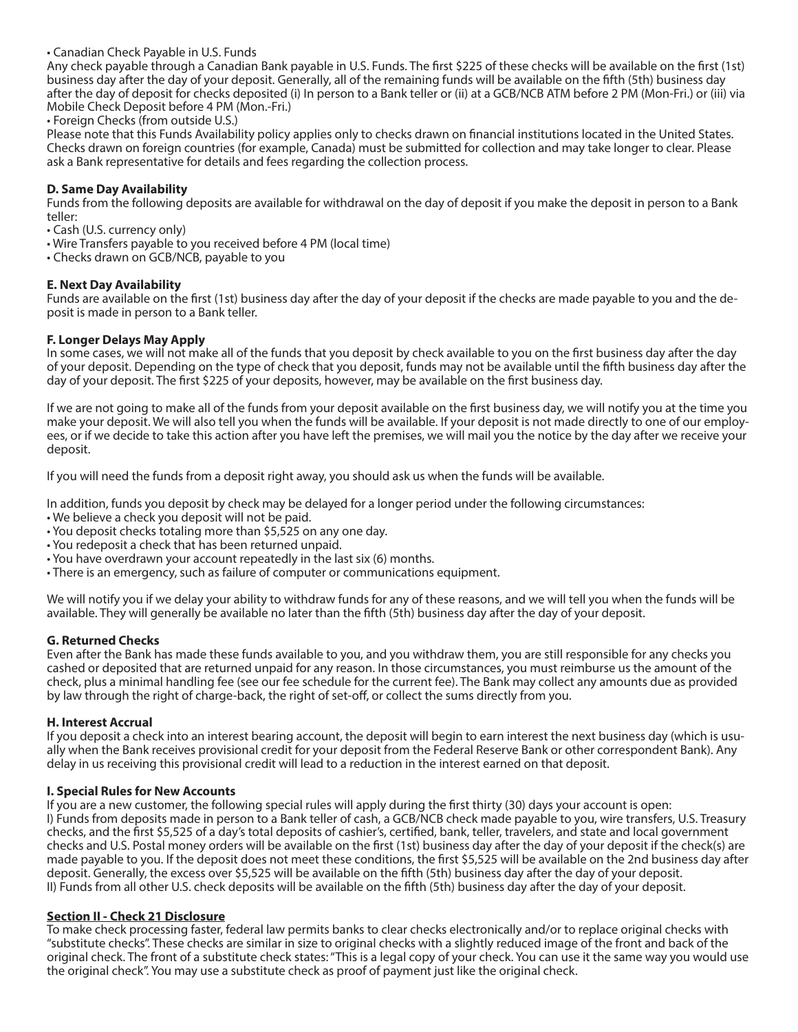- Canadian Check Payable in U.S. Funds

Any check payable through a Canadian Bank payable in U.S. Funds. The first $225 of these checks will be available on the first (1st) business day after the day of your deposit. Generally, all of the remaining funds will be available on the fifth (5th) business day after the day of deposit for checks deposited (i) In person to a Bank teller or (ii) at a GCB/NCB ATM before 2 PM (Mon-Fri.) or (iii) via Mobile Check Deposit before 4 PM (Mon.-Fri.)

- Foreign Checks (from outside U.S.)

Please note that this Funds Availability policy applies only to checks drawn on financial institutions located in the United States. Checks drawn on foreign countries (for example, Canada) must be submitted for collection and may take longer to clear. Please ask a Bank representative for details and fees regarding the collection process.

**D. Same Day Availability**

Funds from the following deposits are available for withdrawal on the day of deposit if you make the deposit in person to a Bank teller:

- Cash (U.S. currency only)
- Wire Transfers payable to you received before 4 PM (local time)
- Checks drawn on GCB/NCB, payable to you

**E. Next Day Availability**

Funds are available on the first (1st) business day after the day of your deposit if the checks are made payable to you and the deposit is made in person to a Bank teller.

**F. Longer Delays May Apply**

In some cases, we will not make all of the funds that you deposit by check available to you on the first business day after the day of your deposit. Depending on the type of check that you deposit, funds may not be available until the fifth business day after the day of your deposit. The first $225 of your deposits, however, may be available on the first business day.

If we are not going to make all of the funds from your deposit available on the first business day, we will notify you at the time you make your deposit. We will also tell you when the funds will be available. If your deposit is not made directly to one of our employees, or if we decide to take this action after you have left the premises, we will mail you the notice by the day after we receive your deposit.

If you will need the funds from a deposit right away, you should ask us when the funds will be available.

In addition, funds you deposit by check may be delayed for a longer period under the following circumstances:

- We believe a check you deposit will not be paid.
- You deposit checks totaling more than $5,525 on any one day.
- You redeposit a check that has been returned unpaid.
- You have overdrawn your account repeatedly in the last six (6) months.
- There is an emergency, such as failure of computer or communications equipment.

We will notify you if we delay your ability to withdraw funds for any of these reasons, and we will tell you when the funds will be available. They will generally be available no later than the fifth (5th) business day after the day of your deposit.

**G. Returned Checks**

Even after the Bank has made these funds available to you, and you withdraw them, you are still responsible for any checks you cashed or deposited that are returned unpaid for any reason. In those circumstances, you must reimburse us the amount of the check, plus a minimal handling fee (see our fee schedule for the current fee). The Bank may collect any amounts due as provided by law through the right of charge-back, the right of set-off, or collect the sums directly from you.

**H. Interest Accrual**

If you deposit a check into an interest bearing account, the deposit will begin to earn interest the next business day (which is usually when the Bank receives provisional credit for your deposit from the Federal Reserve Bank or other correspondent Bank). Any delay in us receiving this provisional credit will lead to a reduction in the interest earned on that deposit.

**I. Special Rules for New Accounts**

If you are a new customer, the following special rules will apply during the first thirty (30) days your account is open:

I) Funds from deposits made in person to a Bank teller of cash, a GCB/NCB check made payable to you, wire transfers, U.S. Treasury checks, and the first $5,525 of a day's total deposits of cashier's, certified, bank, teller, travelers, and state and local government checks and U.S. Postal money orders will be available on the first (1st) business day after the day of your deposit if the check(s) are made payable to you. If the deposit does not meet these conditions, the first $5,525 will be available on the 2nd business day after deposit. Generally, the excess over $5,525 will be available on the fifth (5th) business day after the day of your deposit.

II) Funds from all other U.S. check deposits will be available on the fifth (5th) business day after the day of your deposit.

## Section II - Check 21 Disclosure

To make check processing faster, federal law permits banks to clear checks electronically and/or to replace original checks with "substitute checks". These checks are similar in size to original checks with a slightly reduced image of the front and back of the original check. The front of a substitute check states: "This is a legal copy of your check. You can use it the same way you would use the original check". You may use a substitute check as proof of payment just like the original check.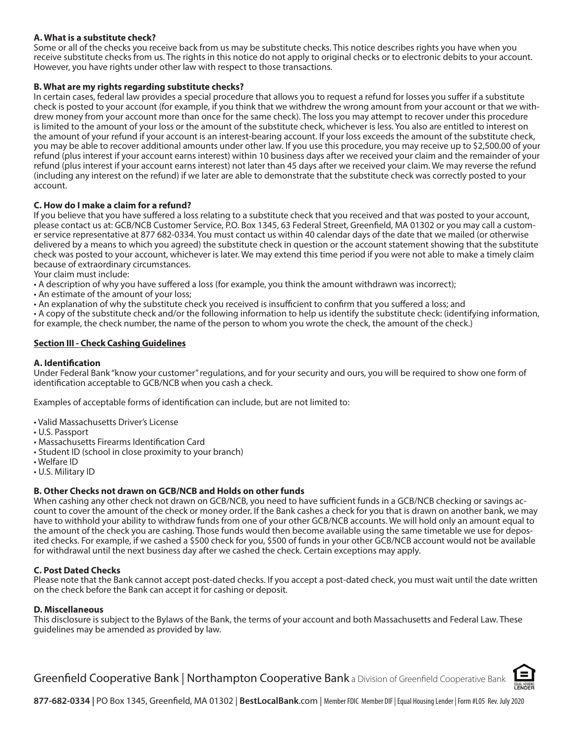### A. What is a substitute check?

Some or all of the checks you receive back from us may be substitute checks. This notice describes rights you have when you receive substitute checks from us. The rights in this notice do not apply to original checks or to electronic debits to your account. However, you have rights under other law with respect to those transactions.

### B. What are my rights regarding substitute checks?

In certain cases, federal law provides a special procedure that allows you to request a refund for losses you suffer if a substitute check is posted to your account (for example, if you think that we withdrew the wrong amount from your account or that we withdrew money from your account more than once for the same check). The loss you may attempt to recover under this procedure is limited to the amount of your loss or the amount of the substitute check, whichever is less. You also are entitled to interest on the amount of your refund if your account is an interest-bearing account. If your loss exceeds the amount of the substitute check, you may be able to recover additional amounts under other law. If you use this procedure, you may receive up to $2,500.00 of your refund (plus interest if your account earns interest) within 10 business days after we received your claim and the remainder of your refund (plus interest if your account earns interest) not later than 45 days after we received your claim. We may reverse the refund (including any interest on the refund) if we later are able to demonstrate that the substitute check was correctly posted to your account.

### C. How do I make a claim for a refund?

If you believe that you have suffered a loss relating to a substitute check that you received and that was posted to your account, please contact us at: GCB/NCB Customer Service, P.O. Box 1345, 63 Federal Street, Greenfield, MA 01302 or you may call a customer service representative at 877 682-0334. You must contact us within 40 calendar days of the date that we mailed (or otherwise delivered by a means to which you agreed) the substitute check in question or the account statement showing that the substitute check was posted to your account, whichever is later. We may extend this time period if you were not able to make a timely claim because of extraordinary circumstances.

Your claim must include:

- A description of why you have suffered a loss (for example, you think the amount withdrawn was incorrect);
- An estimate of the amount of your loss;
- An explanation of why the substitute check you received is insufficient to confirm that you suffered a loss; and
- A copy of the substitute check and/or the following information to help us identify the substitute check: (identifying information, for example, the check number, the name of the person to whom you wrote the check, the amount of the check.)

## Section III - Check Cashing Guidelines

### A. Identification

Under Federal Bank "know your customer" regulations, and for your security and ours, you will be required to show one form of identification acceptable to GCB/NCB when you cash a check.

Examples of acceptable forms of identification can include, but are not limited to:

- Valid Massachusetts Driver's License
- U.S. Passport
- Massachusetts Firearms Identification Card
- Student ID (school in close proximity to your branch)
- Welfare ID
- U.S. Military ID

### B. Other Checks not drawn on GCB/NCB and Holds on other funds

When cashing any other check not drawn on GCB/NCB, you need to have sufficient funds in a GCB/NCB checking or savings account to cover the amount of the check or money order. If the Bank cashes a check for you that is drawn on another bank, we may have to withhold your ability to withdraw funds from one of your other GCB/NCB accounts. We will hold only an amount equal to the amount of the check you are cashing. Those funds would then become available using the same timetable we use for deposited checks. For example, if we cashed a $500 check for you, $500 of funds in your other GCB/NCB account would not be available for withdrawal until the next business day after we cashed the check. Certain exceptions may apply.

### C. Post Dated Checks

Please note that the Bank cannot accept post-dated checks. If you accept a post-dated check, you must wait until the date written on the check before the Bank can accept it for cashing or deposit.

### D. Miscellaneous

This disclosure is subject to the Bylaws of the Bank, the terms of your account and both Massachusetts and Federal Law. These guidelines may be amended as provided by law.

Greenfield Cooperative Bank | Northampton Cooperative Bank a Division of Greenfield Cooperative Bank

**877-682-0334** | PO Box 1345, Greenfield, MA 01302 | **BestLocalBank**.com | Member FDIC Member DIF | Equal Housing Lender | Form #L05 Rev. July 2020